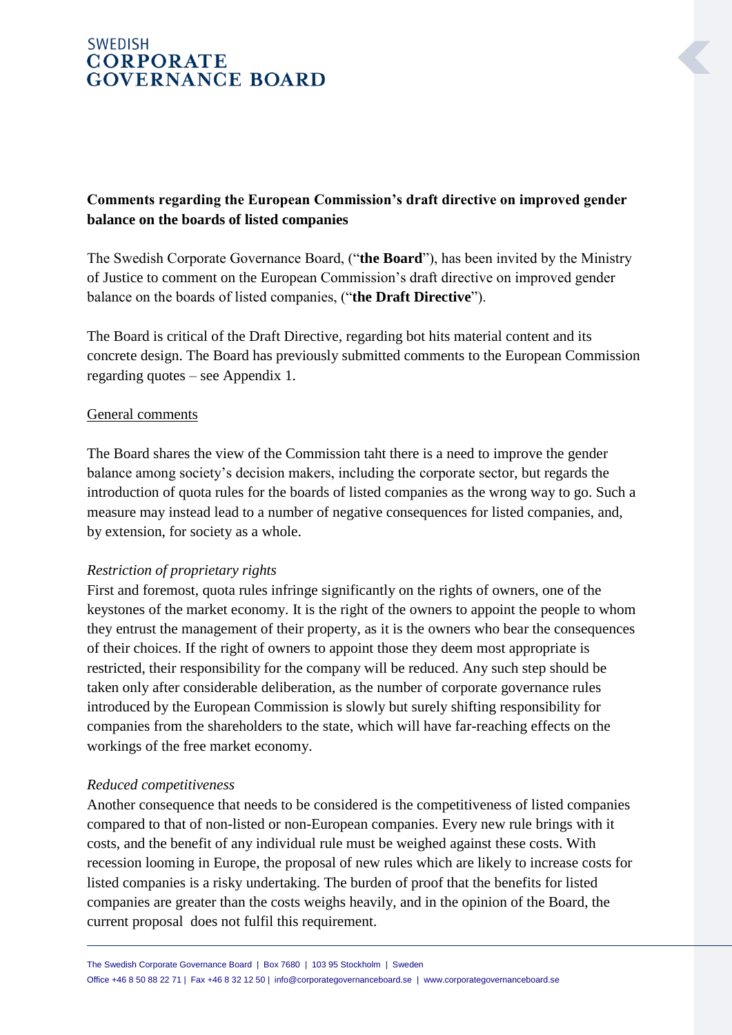SWEDISH
**CORPORATE GOVERNANCE BOARD**

**Comments regarding the European Commission's draft directive on improved gender balance on the boards of listed companies**

The Swedish Corporate Governance Board, ("**the Board**"), has been invited by the Ministry of Justice to comment on the European Commission's draft directive on improved gender balance on the boards of listed companies, ("**the Draft Directive**").

The Board is critical of the Draft Directive, regarding bot hits material content and its concrete design. The Board has previously submitted comments to the European Commission regarding quotes – see Appendix 1.

General comments

The Board shares the view of the Commission taht there is a need to improve the gender balance among society's decision makers, including the corporate sector, but regards the introduction of quota rules for the boards of listed companies as the wrong way to go. Such a measure may instead lead to a number of negative consequences for listed companies, and, by extension, for society as a whole.

*Restriction of proprietary rights*

First and foremost, quota rules infringe significantly on the rights of owners, one of the keystones of the market economy. It is the right of the owners to appoint the people to whom they entrust the management of their property, as it is the owners who bear the consequences of their choices. If the right of owners to appoint those they deem most appropriate is restricted, their responsibility for the company will be reduced. Any such step should be taken only after considerable deliberation, as the number of corporate governance rules introduced by the European Commission is slowly but surely shifting responsibility for companies from the shareholders to the state, which will have far-reaching effects on the workings of the free market economy.

*Reduced competitiveness*

Another consequence that needs to be considered is the competitiveness of listed companies compared to that of non-listed or non-European companies. Every new rule brings with it costs, and the benefit of any individual rule must be weighed against these costs. With recession looming in Europe, the proposal of new rules which are likely to increase costs for listed companies is a risky undertaking. The burden of proof that the benefits for listed companies are greater than the costs weighs heavily, and in the opinion of the Board, the current proposal does not fulfil this requirement.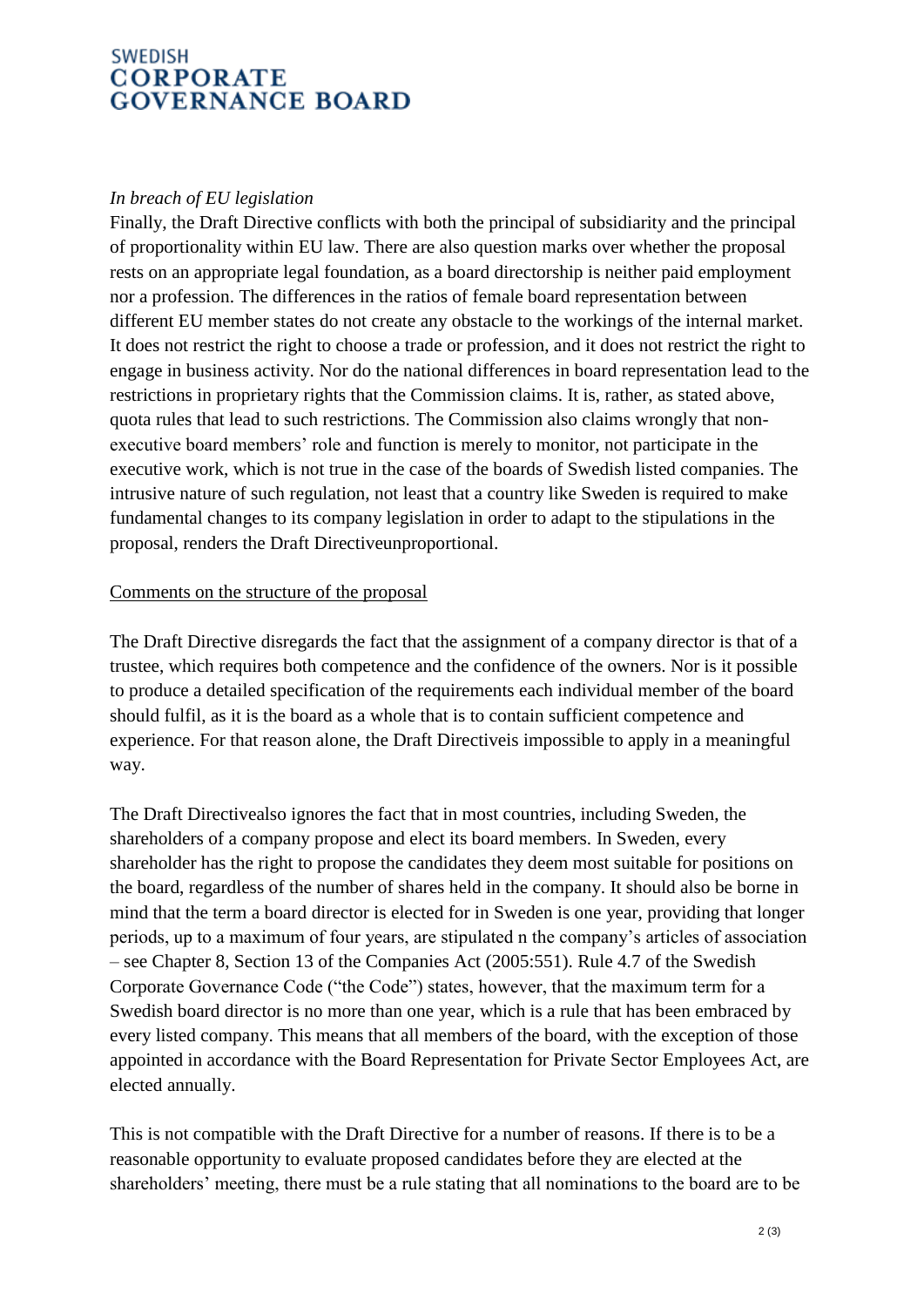*In breach of EU legislation*

Finally, the Draft Directive conflicts with both the principal of subsidiarity and the principal of proportionality within EU law. There are also question marks over whether the proposal rests on an appropriate legal foundation, as a board directorship is neither paid employment nor a profession. The differences in the ratios of female board representation between different EU member states do not create any obstacle to the workings of the internal market. It does not restrict the right to choose a trade or profession, and it does not restrict the right to engage in business activity. Nor do the national differences in board representation lead to the restrictions in proprietary rights that the Commission claims. It is, rather, as stated above, quota rules that lead to such restrictions. The Commission also claims wrongly that non-executive board members' role and function is merely to monitor, not participate in the executive work, which is not true in the case of the boards of Swedish listed companies. The intrusive nature of such regulation, not least that a country like Sweden is required to make fundamental changes to its company legislation in order to adapt to the stipulations in the proposal, renders the Draft Directiveunproportional.

<u>Comments on the structure of the proposal</u>

The Draft Directive disregards the fact that the assignment of a company director is that of a trustee, which requires both competence and the confidence of the owners. Nor is it possible to produce a detailed specification of the requirements each individual member of the board should fulfil, as it is the board as a whole that is to contain sufficient competence and experience. For that reason alone, the Draft Directiveis impossible to apply in a meaningful way.

The Draft Directivealso ignores the fact that in most countries, including Sweden, the shareholders of a company propose and elect its board members. In Sweden, every shareholder has the right to propose the candidates they deem most suitable for positions on the board, regardless of the number of shares held in the company. It should also be borne in mind that the term a board director is elected for in Sweden is one year, providing that longer periods, up to a maximum of four years, are stipulated n the company's articles of association – see Chapter 8, Section 13 of the Companies Act (2005:551). Rule 4.7 of the Swedish Corporate Governance Code ("the Code") states, however, that the maximum term for a Swedish board director is no more than one year, which is a rule that has been embraced by every listed company. This means that all members of the board, with the exception of those appointed in accordance with the Board Representation for Private Sector Employees Act, are elected annually.

This is not compatible with the Draft Directive for a number of reasons. If there is to be a reasonable opportunity to evaluate proposed candidates before they are elected at the shareholders' meeting, there must be a rule stating that all nominations to the board are to be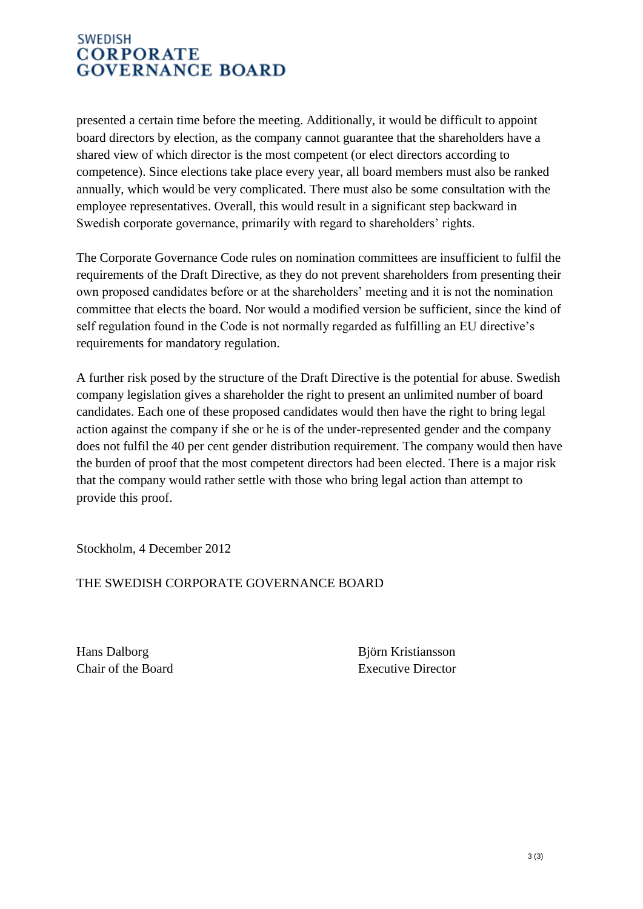presented a certain time before the meeting. Additionally, it would be difficult to appoint board directors by election, as the company cannot guarantee that the shareholders have a shared view of which director is the most competent (or elect directors according to competence). Since elections take place every year, all board members must also be ranked annually, which would be very complicated. There must also be some consultation with the employee representatives. Overall, this would result in a significant step backward in Swedish corporate governance, primarily with regard to shareholders' rights.

The Corporate Governance Code rules on nomination committees are insufficient to fulfil the requirements of the Draft Directive, as they do not prevent shareholders from presenting their own proposed candidates before or at the shareholders' meeting and it is not the nomination committee that elects the board. Nor would a modified version be sufficient, since the kind of self regulation found in the Code is not normally regarded as fulfilling an EU directive's requirements for mandatory regulation.

A further risk posed by the structure of the Draft Directive is the potential for abuse. Swedish company legislation gives a shareholder the right to present an unlimited number of board candidates. Each one of these proposed candidates would then have the right to bring legal action against the company if she or he is of the under-represented gender and the company does not fulfil the 40 per cent gender distribution requirement. The company would then have the burden of proof that the most competent directors had been elected. There is a major risk that the company would rather settle with those who bring legal action than attempt to provide this proof.

Stockholm, 4 December 2012

THE SWEDISH CORPORATE GOVERNANCE BOARD

Hans Dalborg
Chair of the Board

Björn Kristiansson
Executive Director